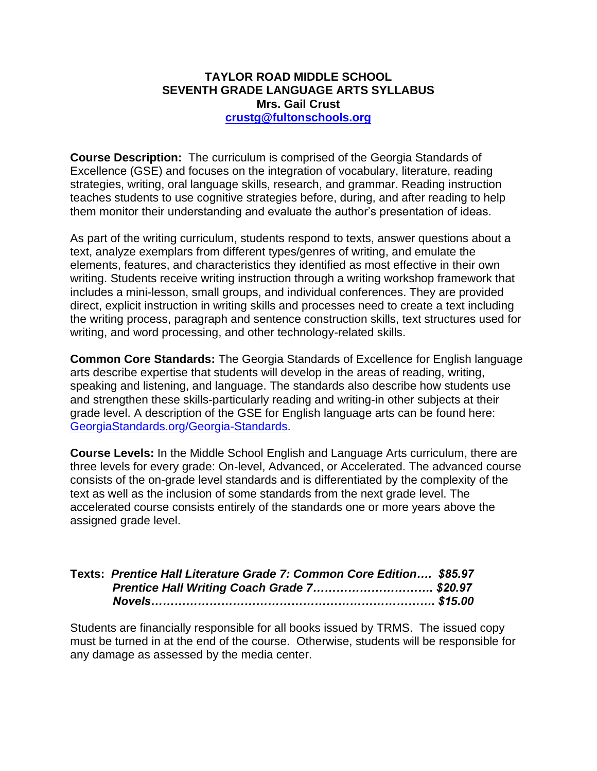**TAYLOR ROAD MIDDLE SCHOOL**
**SEVENTH GRADE LANGUAGE ARTS SYLLABUS**
**Mrs. Gail Crust**
**[crustg@fultonschools.org](mailto:crustg@fultonschools.org)**

**Course Description:** The curriculum is comprised of the Georgia Standards of Excellence (GSE) and focuses on the integration of vocabulary, literature, reading strategies, writing, oral language skills, research, and grammar. Reading instruction teaches students to use cognitive strategies before, during, and after reading to help them monitor their understanding and evaluate the author's presentation of ideas.

As part of the writing curriculum, students respond to texts, answer questions about a text, analyze exemplars from different types/genres of writing, and emulate the elements, features, and characteristics they identified as most effective in their own writing. Students receive writing instruction through a writing workshop framework that includes a mini-lesson, small groups, and individual conferences. They are provided direct, explicit instruction in writing skills and processes need to create a text including the writing process, paragraph and sentence construction skills, text structures used for writing, and word processing, and other technology-related skills.

**Common Core Standards:** The Georgia Standards of Excellence for English language arts describe expertise that students will develop in the areas of reading, writing, speaking and listening, and language. The standards also describe how students use and strengthen these skills-particularly reading and writing-in other subjects at their grade level. A description of the GSE for English language arts can be found here: [GeorgiaStandards.org/Georgia-Standards](GeorgiaStandards.org/Georgia-Standards).

**Course Levels:** In the Middle School English and Language Arts curriculum, there are three levels for every grade: On-level, Advanced, or Accelerated. The advanced course consists of the on-grade level standards and is differentiated by the complexity of the text as well as the inclusion of some standards from the next grade level. The accelerated course consists entirely of the standards one or more years above the assigned grade level.

**Texts:** ***Prentice Hall Literature Grade 7: Common Core Edition…. $85.97***
***Prentice Hall Writing Coach Grade 7…………………………. $20.97***
***Novels……………………………………………………………. $15.00***

Students are financially responsible for all books issued by TRMS. The issued copy must be turned in at the end of the course. Otherwise, students will be responsible for any damage as assessed by the media center.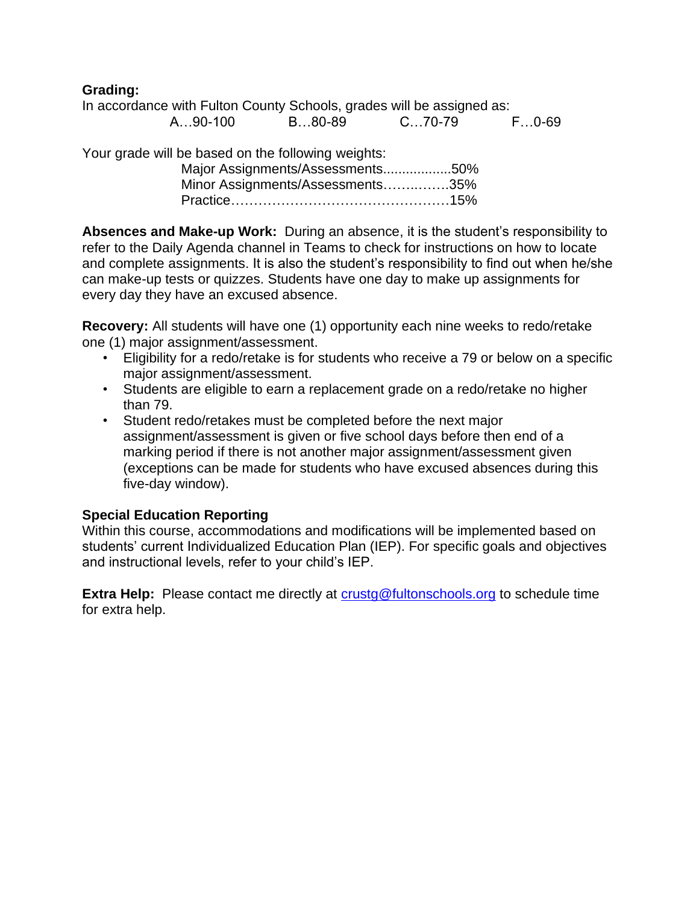**Grading:**

In accordance with Fulton County Schools, grades will be assigned as:

A…90-100 B…80-89 C…70-79 F…0-69

Your grade will be based on the following weights:

Major Assignments/Assessments..................50%
Minor Assignments/Assessments……..…….35%
Practice………………………………………..15%

**Absences and Make-up Work:** During an absence, it is the student's responsibility to refer to the Daily Agenda channel in Teams to check for instructions on how to locate and complete assignments. It is also the student's responsibility to find out when he/she can make-up tests or quizzes. Students have one day to make up assignments for every day they have an excused absence.

**Recovery:** All students will have one (1) opportunity each nine weeks to redo/retake one (1) major assignment/assessment.

- Eligibility for a redo/retake is for students who receive a 79 or below on a specific major assignment/assessment.
- Students are eligible to earn a replacement grade on a redo/retake no higher than 79.
- Student redo/retakes must be completed before the next major assignment/assessment is given or five school days before then end of a marking period if there is not another major assignment/assessment given (exceptions can be made for students who have excused absences during this five-day window).

**Special Education Reporting**

Within this course, accommodations and modifications will be implemented based on students' current Individualized Education Plan (IEP). For specific goals and objectives and instructional levels, refer to your child's IEP.

**Extra Help:** Please contact me directly at crustg@fultonschools.org to schedule time for extra help.